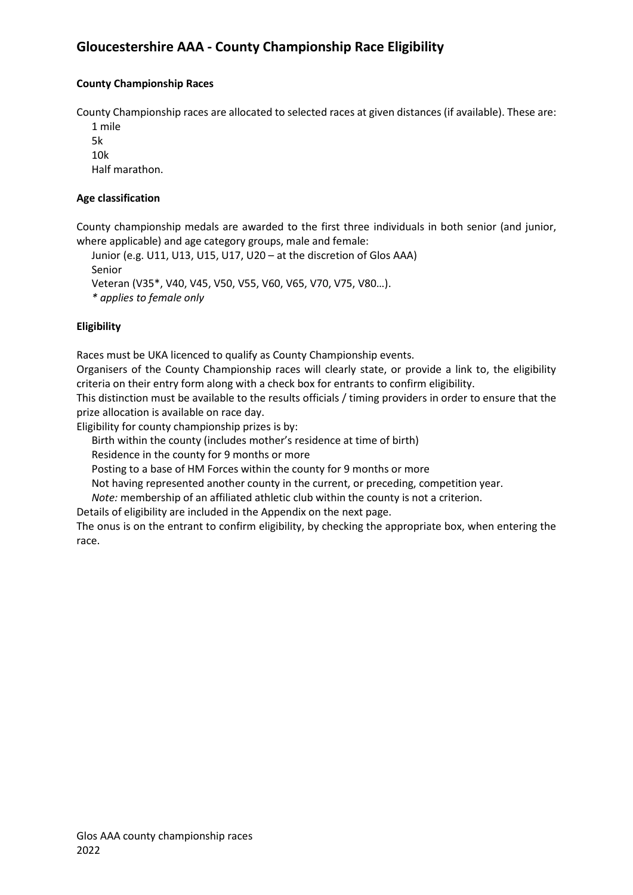# Gloucestershire AAA - County Championship Race Eligibility

**County Championship Races**

County Championship races are allocated to selected races at given distances (if available). These are:

- 1 mile
- 5k
- 10k
- Half marathon.

**Age classification**

County championship medals are awarded to the first three individuals in both senior (and junior, where applicable) and age category groups, male and female:

- Junior (e.g. U11, U13, U15, U17, U20 – at the discretion of Glos AAA)
- Senior
- Veteran (V35*, V40, V45, V50, V55, V60, V65, V70, V75, V80…).

  *\* applies to female only*

**Eligibility**

Races must be UKA licenced to qualify as County Championship events.

Organisers of the County Championship races will clearly state, or provide a link to, the eligibility criteria on their entry form along with a check box for entrants to confirm eligibility.

This distinction must be available to the results officials / timing providers in order to ensure that the prize allocation is available on race day.

Eligibility for county championship prizes is by:

- Birth within the county (includes mother's residence at time of birth)
- Residence in the county for 9 months or more
- Posting to a base of HM Forces within the county for 9 months or more
- Not having represented another county in the current, or preceding, competition year.
- *Note:* membership of an affiliated athletic club within the county is not a criterion.

Details of eligibility are included in the Appendix on the next page.

The onus is on the entrant to confirm eligibility, by checking the appropriate box, when entering the race.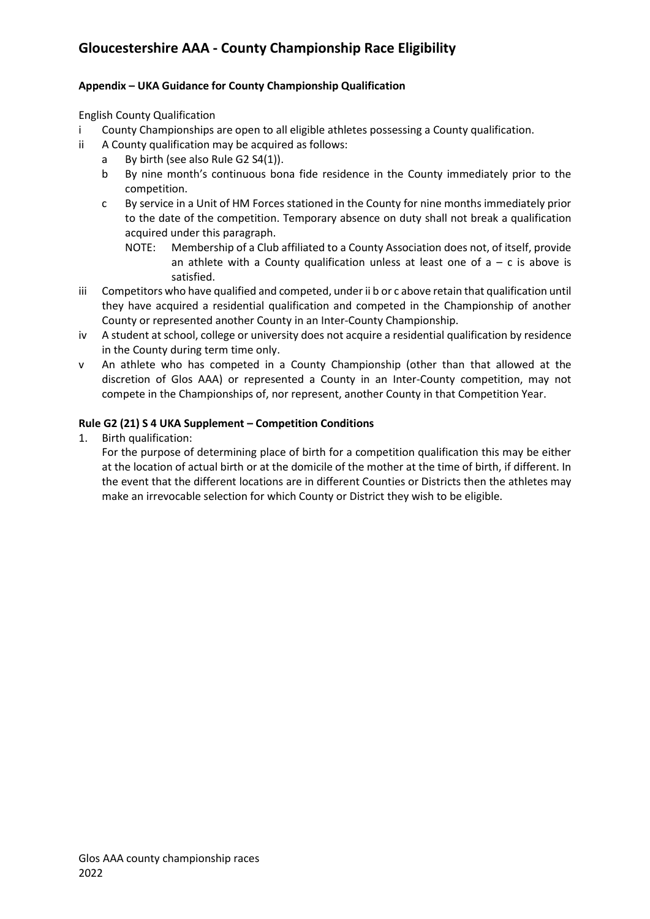# Gloucestershire AAA - County Championship Race Eligibility

**Appendix – UKA Guidance for County Championship Qualification**

English County Qualification

i County Championships are open to all eligible athletes possessing a County qualification.

ii A County qualification may be acquired as follows:

- a By birth (see also Rule G2 S4(1)).
- b By nine month's continuous bona fide residence in the County immediately prior to the competition.
- c By service in a Unit of HM Forces stationed in the County for nine months immediately prior to the date of the competition. Temporary absence on duty shall not break a qualification acquired under this paragraph.

  NOTE: Membership of a Club affiliated to a County Association does not, of itself, provide an athlete with a County qualification unless at least one of a – c is above is satisfied.

iii Competitors who have qualified and competed, under ii b or c above retain that qualification until they have acquired a residential qualification and competed in the Championship of another County or represented another County in an Inter-County Championship.

iv A student at school, college or university does not acquire a residential qualification by residence in the County during term time only.

v An athlete who has competed in a County Championship (other than that allowed at the discretion of Glos AAA) or represented a County in an Inter-County competition, may not compete in the Championships of, nor represent, another County in that Competition Year.

**Rule G2 (21) S 4 UKA Supplement – Competition Conditions**

1. Birth qualification:

   For the purpose of determining place of birth for a competition qualification this may be either at the location of actual birth or at the domicile of the mother at the time of birth, if different. In the event that the different locations are in different Counties or Districts then the athletes may make an irrevocable selection for which County or District they wish to be eligible.